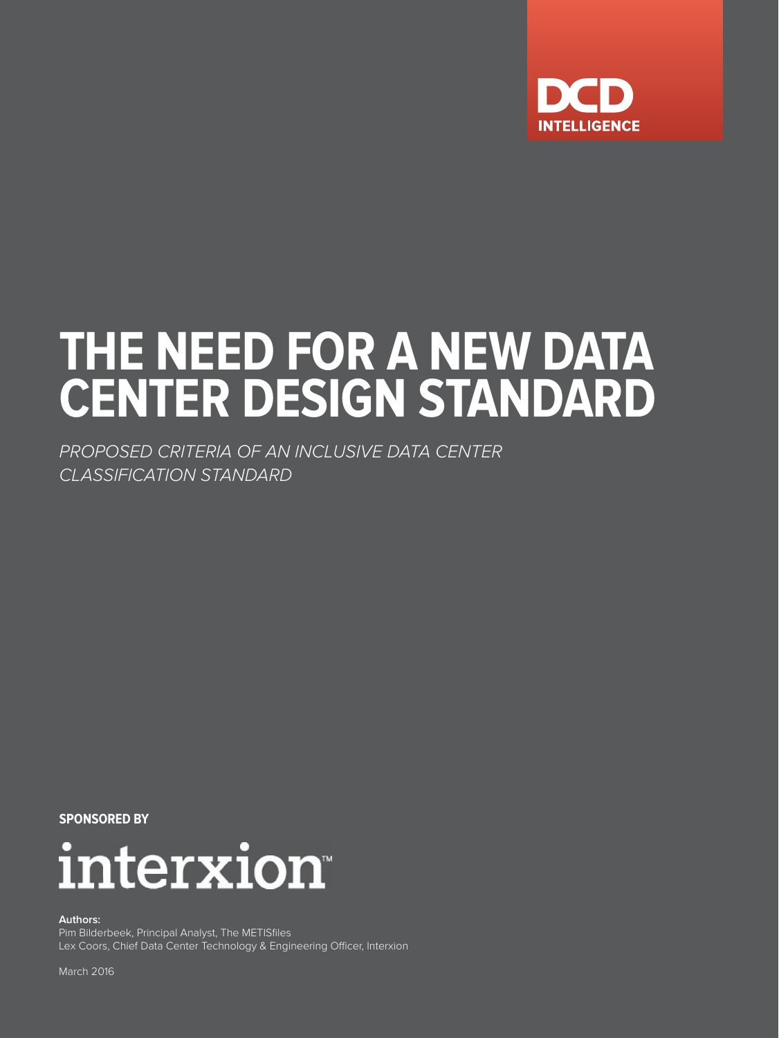DCD INTELLIGENCE

# THE NEED FOR A NEW DATA CENTER DESIGN STANDARD

*PROPOSED CRITERIA OF AN INCLUSIVE DATA CENTER CLASSIFICATION STANDARD*

**SPONSORED BY**

interxion™

**Authors:**
Pim Bilderbeek, Principal Analyst, The METISfiles
Lex Coors, Chief Data Center Technology & Engineering Officer, Interxion

March 2016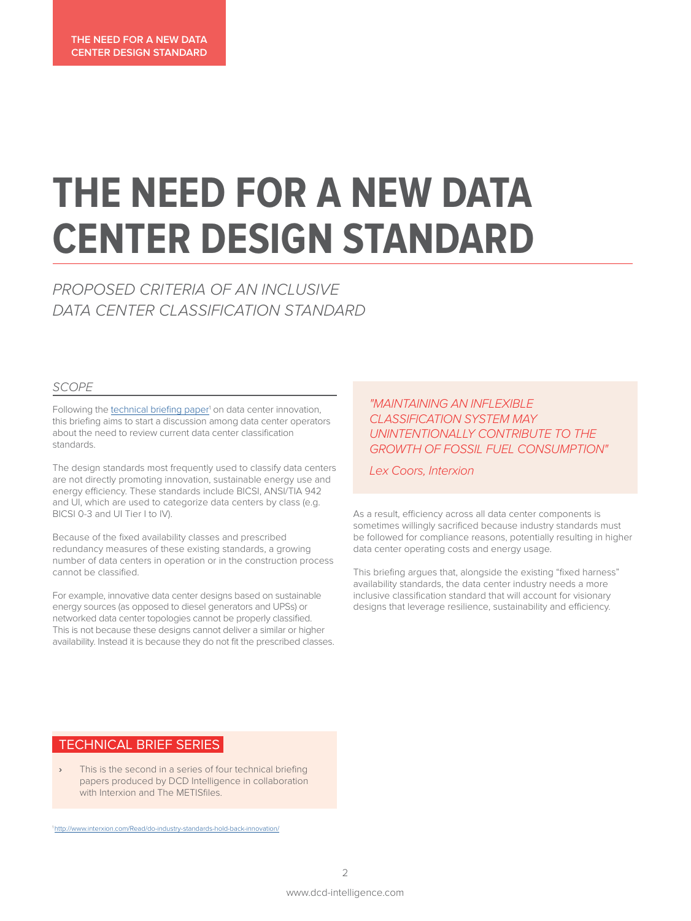# THE NEED FOR A NEW DATA CENTER DESIGN STANDARD

*PROPOSED CRITERIA OF AN INCLUSIVE DATA CENTER CLASSIFICATION STANDARD*

## *SCOPE*

Following the [technical briefing paper](http://www.interxion.com/Read/do-industry-standards-hold-back-innovation/)[1] on data center innovation, this briefing aims to start a discussion among data center operators about the need to review current data center classification standards.

The design standards most frequently used to classify data centers are not directly promoting innovation, sustainable energy use and energy efficiency. These standards include BICSI, ANSI/TIA 942 and UI, which are used to categorize data centers by class (e.g. BICSI 0-3 and UI Tier I to IV).

Because of the fixed availability classes and prescribed redundancy measures of these existing standards, a growing number of data centers in operation or in the construction process cannot be classified.

For example, innovative data center designs based on sustainable energy sources (as opposed to diesel generators and UPSs) or networked data center topologies cannot be properly classified. This is not because these designs cannot deliver a similar or higher availability. Instead it is because they do not fit the prescribed classes.

> *"MAINTAINING AN INFLEXIBLE CLASSIFICATION SYSTEM MAY UNINTENTIONALLY CONTRIBUTE TO THE GROWTH OF FOSSIL FUEL CONSUMPTION"*
>
> *Lex Coors, Interxion*

As a result, efficiency across all data center components is sometimes willingly sacrificed because industry standards must be followed for compliance reasons, potentially resulting in higher data center operating costs and energy usage.

This briefing argues that, alongside the existing "fixed harness" availability standards, the data center industry needs a more inclusive classification standard that will account for visionary designs that leverage resilience, sustainability and efficiency.

### TECHNICAL BRIEF SERIES

› This is the second in a series of four technical briefing papers produced by DCD Intelligence in collaboration with Interxion and The METISfiles.

[1] http://www.interxion.com/Read/do-industry-standards-hold-back-innovation/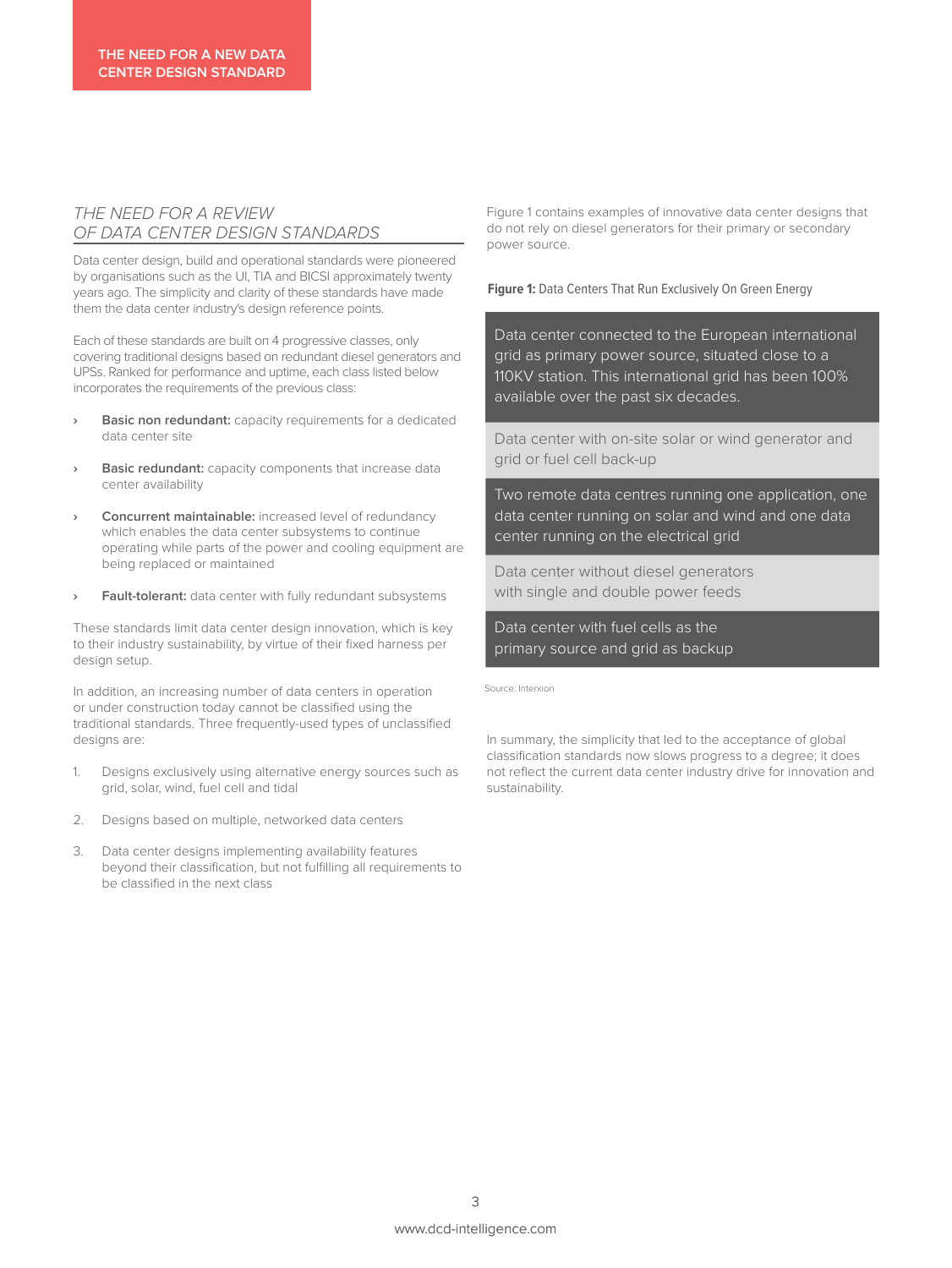## THE NEED FOR A REVIEW OF DATA CENTER DESIGN STANDARDS

Data center design, build and operational standards were pioneered by organisations such as the UI, TIA and BICSI approximately twenty years ago. The simplicity and clarity of these standards have made them the data center industry's design reference points.

Each of these standards are built on 4 progressive classes, only covering traditional designs based on redundant diesel generators and UPSs. Ranked for performance and uptime, each class listed below incorporates the requirements of the previous class:

- **Basic non redundant:** capacity requirements for a dedicated data center site
- **Basic redundant:** capacity components that increase data center availability
- **Concurrent maintainable:** increased level of redundancy which enables the data center subsystems to continue operating while parts of the power and cooling equipment are being replaced or maintained
- **Fault-tolerant:** data center with fully redundant subsystems

These standards limit data center design innovation, which is key to their industry sustainability, by virtue of their fixed harness per design setup.

In addition, an increasing number of data centers in operation or under construction today cannot be classified using the traditional standards. Three frequently-used types of unclassified designs are:

1. Designs exclusively using alternative energy sources such as grid, solar, wind, fuel cell and tidal
2. Designs based on multiple, networked data centers
3. Data center designs implementing availability features beyond their classification, but not fulfilling all requirements to be classified in the next class

Figure 1 contains examples of innovative data center designs that do not rely on diesel generators for their primary or secondary power source.

**Figure 1:** Data Centers That Run Exclusively On Green Energy

| Data Centers That Run Exclusively On Green Energy |
|---|
| Data center connected to the European international grid as primary power source, situated close to a 110KV station. This international grid has been 100% available over the past six decades. |
| Data center with on-site solar or wind generator and grid or fuel cell back-up |
| Two remote data centres running one application, one data center running on solar and wind and one data center running on the electrical grid |
| Data center without diesel generators with single and double power feeds |
| Data center with fuel cells as the primary source and grid as backup |

Source: Interxion

In summary, the simplicity that led to the acceptance of global classification standards now slows progress to a degree; it does not reflect the current data center industry drive for innovation and sustainability.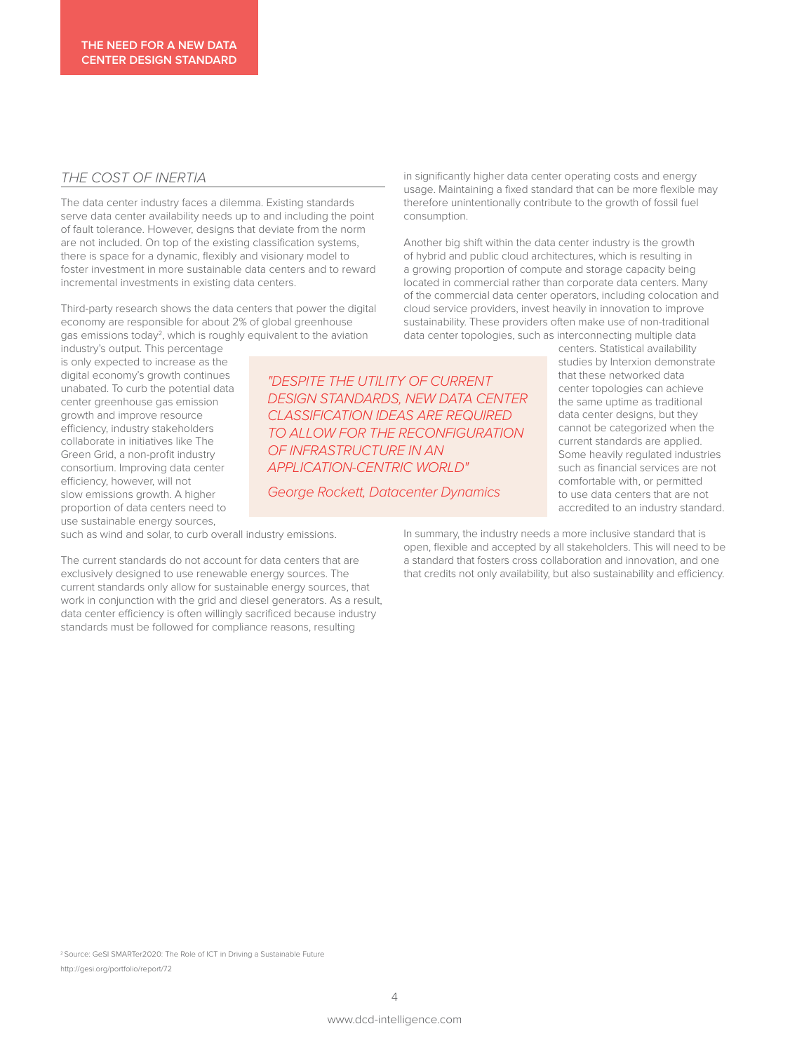## THE NEED FOR A NEW DATA CENTER DESIGN STANDARD

### *THE COST OF INERTIA*

The data center industry faces a dilemma. Existing standards serve data center availability needs up to and including the point of fault tolerance. However, designs that deviate from the norm are not included. On top of the existing classification systems, there is space for a dynamic, flexibly and visionary model to foster investment in more sustainable data centers and to reward incremental investments in existing data centers.

Third-party research shows the data centers that power the digital economy are responsible for about 2% of global greenhouse gas emissions today[2], which is roughly equivalent to the aviation industry's output. This percentage is only expected to increase as the digital economy's growth continues unabated. To curb the potential data center greenhouse gas emission growth and improve resource efficiency, industry stakeholders collaborate in initiatives like The Green Grid, a non-profit industry consortium. Improving data center efficiency, however, will not slow emissions growth. A higher proportion of data centers need to use sustainable energy sources, such as wind and solar, to curb overall industry emissions.

> *"DESPITE THE UTILITY OF CURRENT DESIGN STANDARDS, NEW DATA CENTER CLASSIFICATION IDEAS ARE REQUIRED TO ALLOW FOR THE RECONFIGURATION OF INFRASTRUCTURE IN AN APPLICATION-CENTRIC WORLD"*
>
> *George Rockett, Datacenter Dynamics*

The current standards do not account for data centers that are exclusively designed to use renewable energy sources. The current standards only allow for sustainable energy sources, that work in conjunction with the grid and diesel generators. As a result, data center efficiency is often willingly sacrificed because industry standards must be followed for compliance reasons, resulting in significantly higher data center operating costs and energy usage. Maintaining a fixed standard that can be more flexible may therefore unintentionally contribute to the growth of fossil fuel consumption.

Another big shift within the data center industry is the growth of hybrid and public cloud architectures, which is resulting in a growing proportion of compute and storage capacity being located in commercial rather than corporate data centers. Many of the commercial data center operators, including colocation and cloud service providers, invest heavily in innovation to improve sustainability. These providers often make use of non-traditional data center topologies, such as interconnecting multiple data centers. Statistical availability studies by Interxion demonstrate that these networked data center topologies can achieve the same uptime as traditional data center designs, but they cannot be categorized when the current standards are applied. Some heavily regulated industries such as financial services are not comfortable with, or permitted to use data centers that are not accredited to an industry standard.

In summary, the industry needs a more inclusive standard that is open, flexible and accepted by all stakeholders. This will need to be a standard that fosters cross collaboration and innovation, and one that credits not only availability, but also sustainability and efficiency.

[2] Source: GeSI SMARTer2020: The Role of ICT in Driving a Sustainable Future http://gesi.org/portfolio/report/72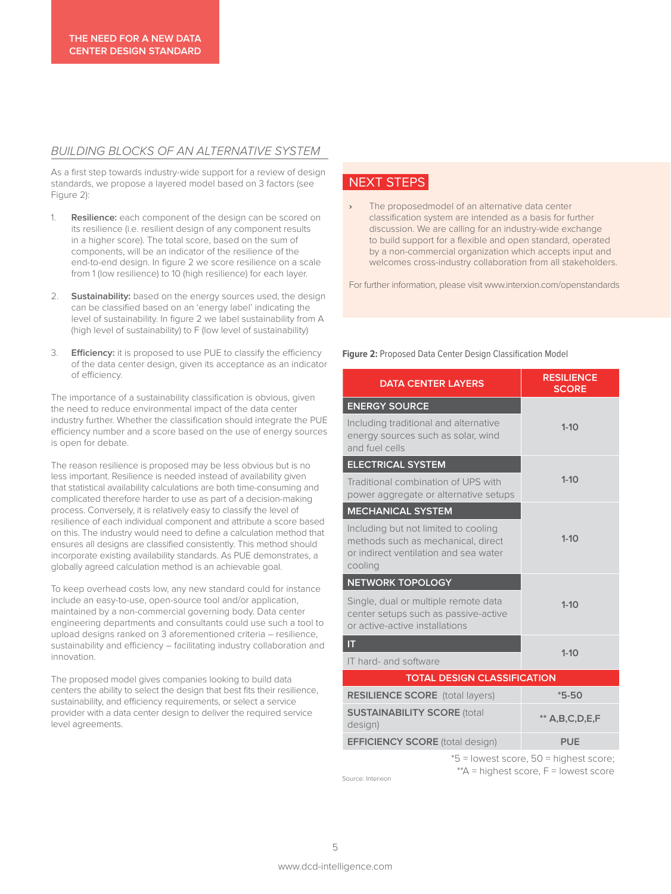## BUILDING BLOCKS OF AN ALTERNATIVE SYSTEM

As a first step towards industry-wide support for a review of design standards, we propose a layered model based on 3 factors (see Figure 2):

1. **Resilience:** each component of the design can be scored on its resilience (i.e. resilient design of any component results in a higher score). The total score, based on the sum of the components, will be an indicator of the resilience of the end-to-end design. In figure 2 we score resilience on a scale from 1 (low resilience) to 10 (high resilience) for each layer.

2. **Sustainability:** based on the energy sources used, the design can be classified based on an 'energy label' indicating the level of sustainability. In figure 2 we label sustainability from A (high level of sustainability) to F (low level of sustainability)

3. **Efficiency:** it is proposed to use PUE to classify the efficiency of the data center design, given its acceptance as an indicator of efficiency.

The importance of a sustainability classification is obvious, given the need to reduce environmental impact of the data center industry further. Whether the classification should integrate the PUE efficiency number and a score based on the use of energy sources is open for debate.

The reason resilience is proposed may be less obvious but is no less important. Resilience is needed instead of availability given that statistical availability calculations are both time-consuming and complicated therefore harder to use as part of a decision-making process. Conversely, it is relatively easy to classify the level of resilience of each individual component and attribute a score based on this. The industry would need to define a calculation method that ensures all designs are classified consistently. This method should incorporate existing availability standards. As PUE demonstrates, a globally agreed calculation method is an achievable goal.

To keep overhead costs low, any new standard could for instance include an easy-to-use, open-source tool and/or application, maintained by a non-commercial governing body. Data center engineering departments and consultants could use such a tool to upload designs ranked on 3 aforementioned criteria – resilience, sustainability and efficiency – facilitating industry collaboration and innovation.

The proposed model gives companies looking to build data centers the ability to select the design that best fits their resilience, sustainability, and efficiency requirements, or select a service provider with a data center design to deliver the required service level agreements.

## NEXT STEPS

› The proposedmodel of an alternative data center classification system are intended as a basis for further discussion. We are calling for an industry-wide exchange to build support for a flexible and open standard, operated by a non-commercial organization which accepts input and welcomes cross-industry collaboration from all stakeholders.

For further information, please visit www.interxion.com/openstandards

**Figure 2:** Proposed Data Center Design Classification Model

| DATA CENTER LAYERS | RESILIENCE SCORE |
|---|---|
| **ENERGY SOURCE** – Including traditional and alternative energy sources such as solar, wind and fuel cells | 1-10 |
| **ELECTRICAL SYSTEM** – Traditional combination of UPS with power aggregate or alternative setups | 1-10 |
| **MECHANICAL SYSTEM** – Including but not limited to cooling methods such as mechanical, direct or indirect ventilation and sea water cooling | 1-10 |
| **NETWORK TOPOLOGY** – Single, dual or multiple remote data center setups such as passive-active or active-active installations | 1-10 |
| **IT** – IT hard- and software | 1-10 |
| **TOTAL DESIGN CLASSIFICATION** | |
| **RESILIENCE SCORE** (total layers) | *5-50 |
| **SUSTAINABILITY SCORE** (total design) | ** A,B,C,D,E,F |
| **EFFICIENCY SCORE** (total design) | PUE |

*5 = lowest score, 50 = highest score;
**A = highest score, F = lowest score

Source: Interxion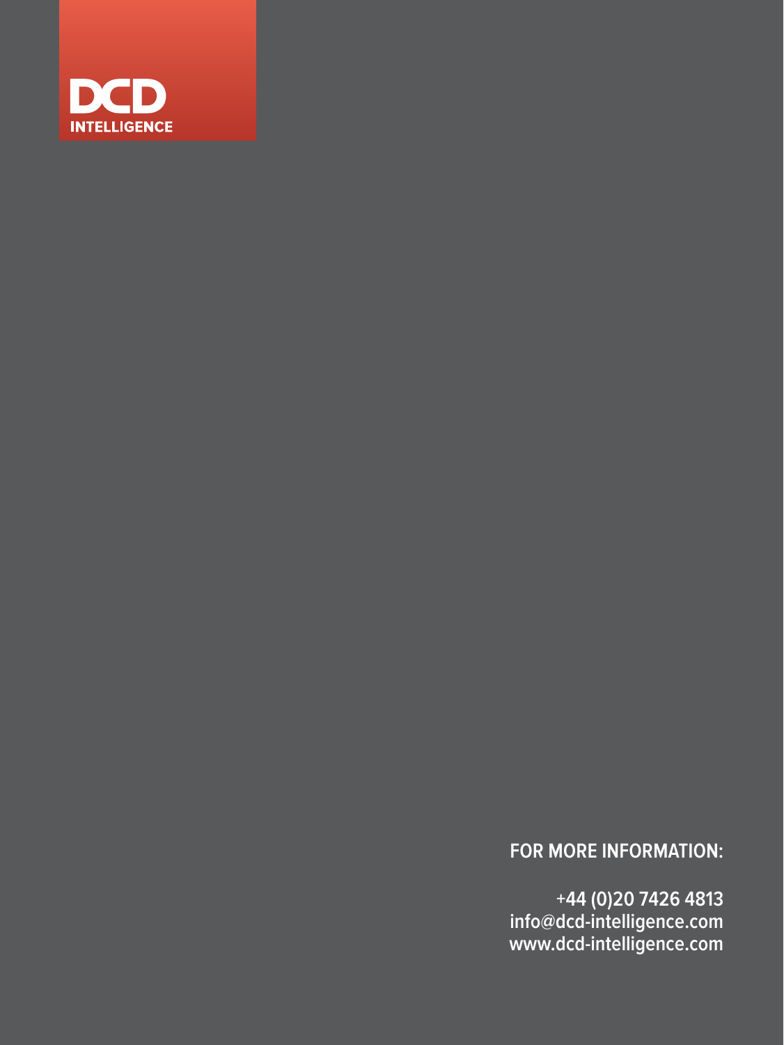DCD INTELLIGENCE

**FOR MORE INFORMATION:**

+44 (0)20 7426 4813
info@dcd-intelligence.com
www.dcd-intelligence.com